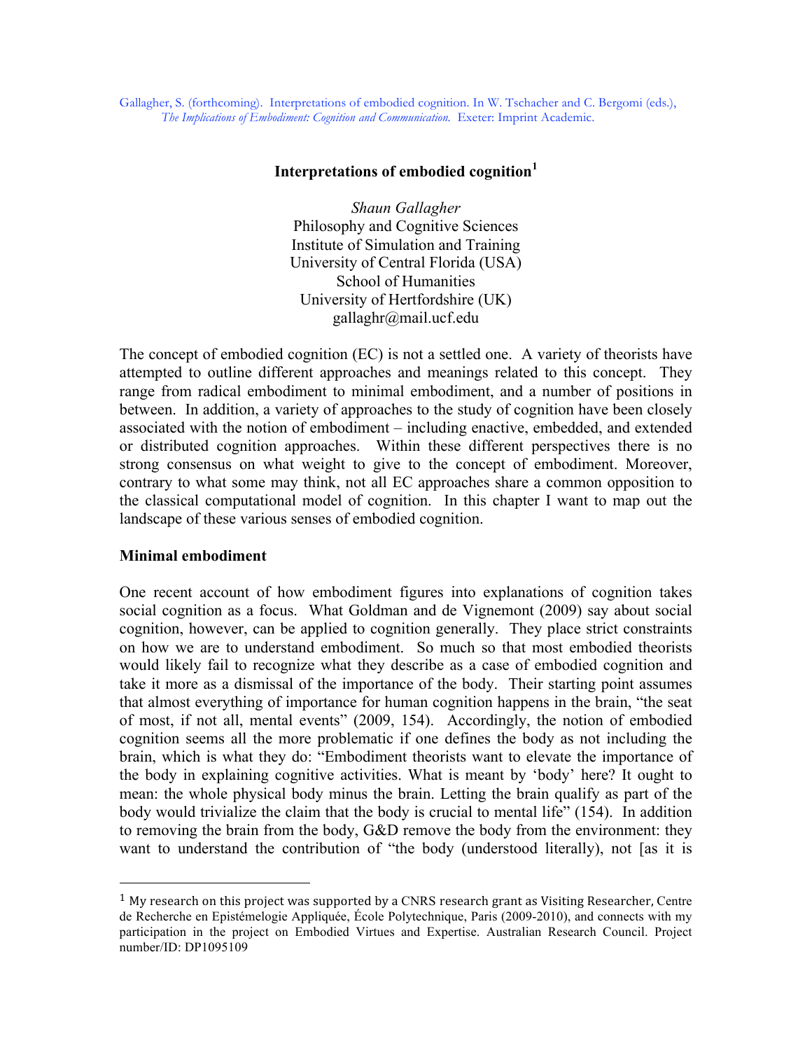Gallagher, S. (forthcoming). Interpretations of embodied cognition. In W. Tschacher and C. Bergomi (eds.), *The Implications of Embodiment: Cognition and Communication.* Exeter: Imprint Academic.

# Interpretations of embodied cognition[1]

*Shaun Gallagher*
Philosophy and Cognitive Sciences
Institute of Simulation and Training
University of Central Florida (USA)
School of Humanities
University of Hertfordshire (UK)
gallaghr@mail.ucf.edu

The concept of embodied cognition (EC) is not a settled one. A variety of theorists have attempted to outline different approaches and meanings related to this concept. They range from radical embodiment to minimal embodiment, and a number of positions in between. In addition, a variety of approaches to the study of cognition have been closely associated with the notion of embodiment – including enactive, embedded, and extended or distributed cognition approaches. Within these different perspectives there is no strong consensus on what weight to give to the concept of embodiment. Moreover, contrary to what some may think, not all EC approaches share a common opposition to the classical computational model of cognition. In this chapter I want to map out the landscape of these various senses of embodied cognition.

## Minimal embodiment

One recent account of how embodiment figures into explanations of cognition takes social cognition as a focus. What Goldman and de Vignemont (2009) say about social cognition, however, can be applied to cognition generally. They place strict constraints on how we are to understand embodiment. So much so that most embodied theorists would likely fail to recognize what they describe as a case of embodied cognition and take it more as a dismissal of the importance of the body. Their starting point assumes that almost everything of importance for human cognition happens in the brain, "the seat of most, if not all, mental events" (2009, 154). Accordingly, the notion of embodied cognition seems all the more problematic if one defines the body as not including the brain, which is what they do: "Embodiment theorists want to elevate the importance of the body in explaining cognitive activities. What is meant by 'body' here? It ought to mean: the whole physical body minus the brain. Letting the brain qualify as part of the body would trivialize the claim that the body is crucial to mental life" (154). In addition to removing the brain from the body, G&D remove the body from the environment: they want to understand the contribution of "the body (understood literally), not [as it is

[1] My research on this project was supported by a CNRS research grant as Visiting Researcher, Centre de Recherche en Epistémelogie Appliquée, École Polytechnique, Paris (2009-2010), and connects with my participation in the project on Embodied Virtues and Expertise. Australian Research Council. Project number/ID: DP1095109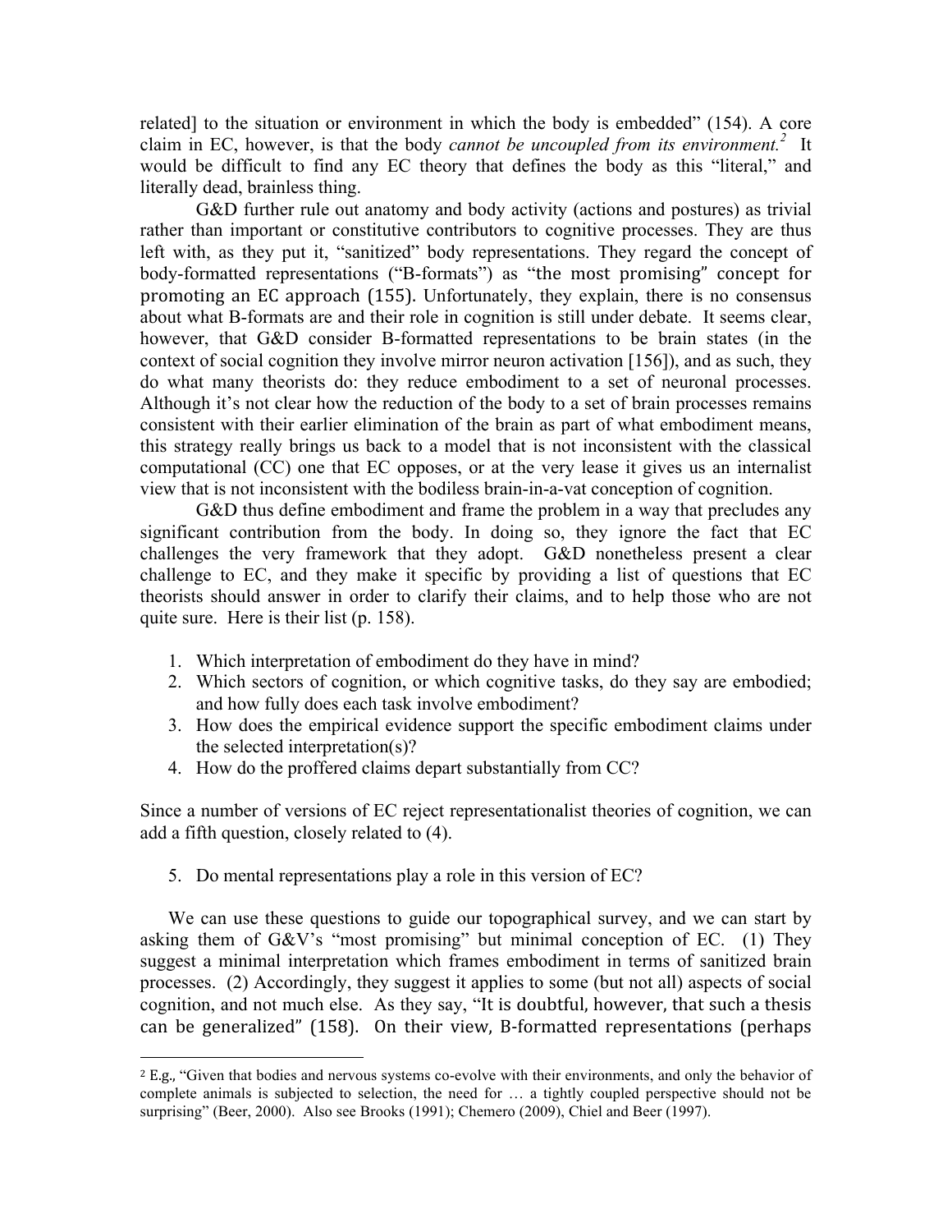related] to the situation or environment in which the body is embedded" (154). A core claim in EC, however, is that the body *cannot be uncoupled from its environment.*[2] It would be difficult to find any EC theory that defines the body as this "literal," and literally dead, brainless thing.

G&D further rule out anatomy and body activity (actions and postures) as trivial rather than important or constitutive contributors to cognitive processes. They are thus left with, as they put it, "sanitized" body representations. They regard the concept of body-formatted representations ("B-formats") as "the most promising" concept for promoting an EC approach (155). Unfortunately, they explain, there is no consensus about what B-formats are and their role in cognition is still under debate. It seems clear, however, that G&D consider B-formatted representations to be brain states (in the context of social cognition they involve mirror neuron activation [156]), and as such, they do what many theorists do: they reduce embodiment to a set of neuronal processes. Although it's not clear how the reduction of the body to a set of brain processes remains consistent with their earlier elimination of the brain as part of what embodiment means, this strategy really brings us back to a model that is not inconsistent with the classical computational (CC) one that EC opposes, or at the very lease it gives us an internalist view that is not inconsistent with the bodiless brain-in-a-vat conception of cognition.

G&D thus define embodiment and frame the problem in a way that precludes any significant contribution from the body. In doing so, they ignore the fact that EC challenges the very framework that they adopt. G&D nonetheless present a clear challenge to EC, and they make it specific by providing a list of questions that EC theorists should answer in order to clarify their claims, and to help those who are not quite sure. Here is their list (p. 158).

1. Which interpretation of embodiment do they have in mind?
2. Which sectors of cognition, or which cognitive tasks, do they say are embodied; and how fully does each task involve embodiment?
3. How does the empirical evidence support the specific embodiment claims under the selected interpretation(s)?
4. How do the proffered claims depart substantially from CC?

Since a number of versions of EC reject representationalist theories of cognition, we can add a fifth question, closely related to (4).

5. Do mental representations play a role in this version of EC?

We can use these questions to guide our topographical survey, and we can start by asking them of G&V's "most promising" but minimal conception of EC. (1) They suggest a minimal interpretation which frames embodiment in terms of sanitized brain processes. (2) Accordingly, they suggest it applies to some (but not all) aspects of social cognition, and not much else. As they say, "It is doubtful, however, that such a thesis can be generalized" (158). On their view, B-formatted representations (perhaps

---

[2] E.g., "Given that bodies and nervous systems co-evolve with their environments, and only the behavior of complete animals is subjected to selection, the need for … a tightly coupled perspective should not be surprising" (Beer, 2000). Also see Brooks (1991); Chemero (2009), Chiel and Beer (1997).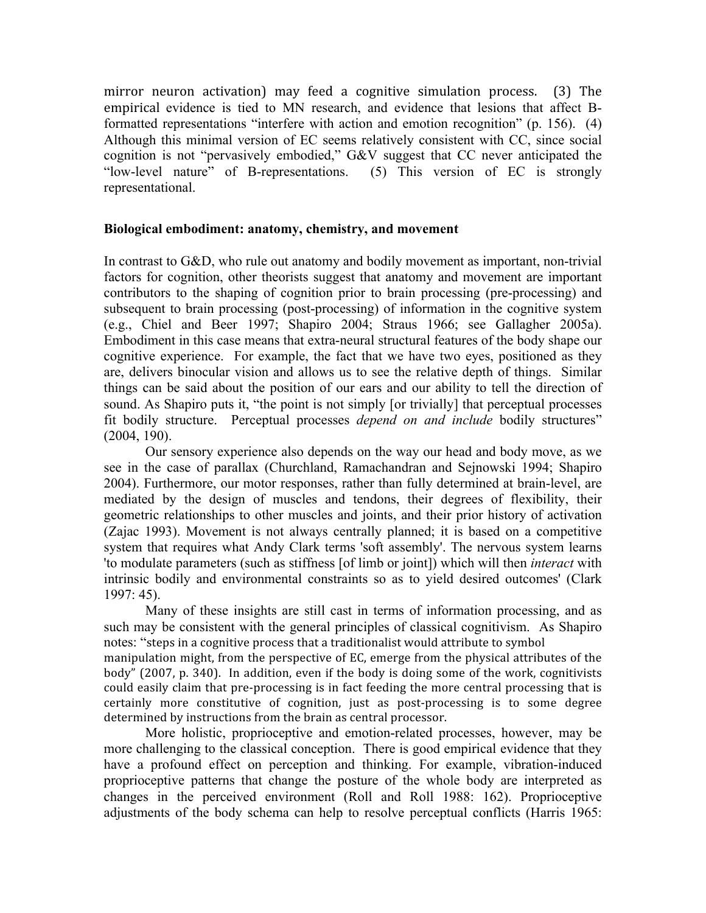mirror neuron activation) may feed a cognitive simulation process. (3) The empirical evidence is tied to MN research, and evidence that lesions that affect B-formatted representations "interfere with action and emotion recognition" (p. 156). (4) Although this minimal version of EC seems relatively consistent with CC, since social cognition is not "pervasively embodied," G&V suggest that CC never anticipated the "low-level nature" of B-representations. (5) This version of EC is strongly representational.

## Biological embodiment: anatomy, chemistry, and movement

In contrast to G&D, who rule out anatomy and bodily movement as important, non-trivial factors for cognition, other theorists suggest that anatomy and movement are important contributors to the shaping of cognition prior to brain processing (pre-processing) and subsequent to brain processing (post-processing) of information in the cognitive system (e.g., Chiel and Beer 1997; Shapiro 2004; Straus 1966; see Gallagher 2005a). Embodiment in this case means that extra-neural structural features of the body shape our cognitive experience. For example, the fact that we have two eyes, positioned as they are, delivers binocular vision and allows us to see the relative depth of things. Similar things can be said about the position of our ears and our ability to tell the direction of sound. As Shapiro puts it, "the point is not simply [or trivially] that perceptual processes fit bodily structure. Perceptual processes *depend on and include* bodily structures" (2004, 190).

Our sensory experience also depends on the way our head and body move, as we see in the case of parallax (Churchland, Ramachandran and Sejnowski 1994; Shapiro 2004). Furthermore, our motor responses, rather than fully determined at brain-level, are mediated by the design of muscles and tendons, their degrees of flexibility, their geometric relationships to other muscles and joints, and their prior history of activation (Zajac 1993). Movement is not always centrally planned; it is based on a competitive system that requires what Andy Clark terms 'soft assembly'. The nervous system learns 'to modulate parameters (such as stiffness [of limb or joint]) which will then *interact* with intrinsic bodily and environmental constraints so as to yield desired outcomes' (Clark 1997: 45).

Many of these insights are still cast in terms of information processing, and as such may be consistent with the general principles of classical cognitivism. As Shapiro notes: "steps in a cognitive process that a traditionalist would attribute to symbol manipulation might, from the perspective of EC, emerge from the physical attributes of the body" (2007, p. 340). In addition, even if the body is doing some of the work, cognitivists could easily claim that pre-processing is in fact feeding the more central processing that is certainly more constitutive of cognition, just as post-processing is to some degree determined by instructions from the brain as central processor.

More holistic, proprioceptive and emotion-related processes, however, may be more challenging to the classical conception. There is good empirical evidence that they have a profound effect on perception and thinking. For example, vibration-induced proprioceptive patterns that change the posture of the whole body are interpreted as changes in the perceived environment (Roll and Roll 1988: 162). Proprioceptive adjustments of the body schema can help to resolve perceptual conflicts (Harris 1965: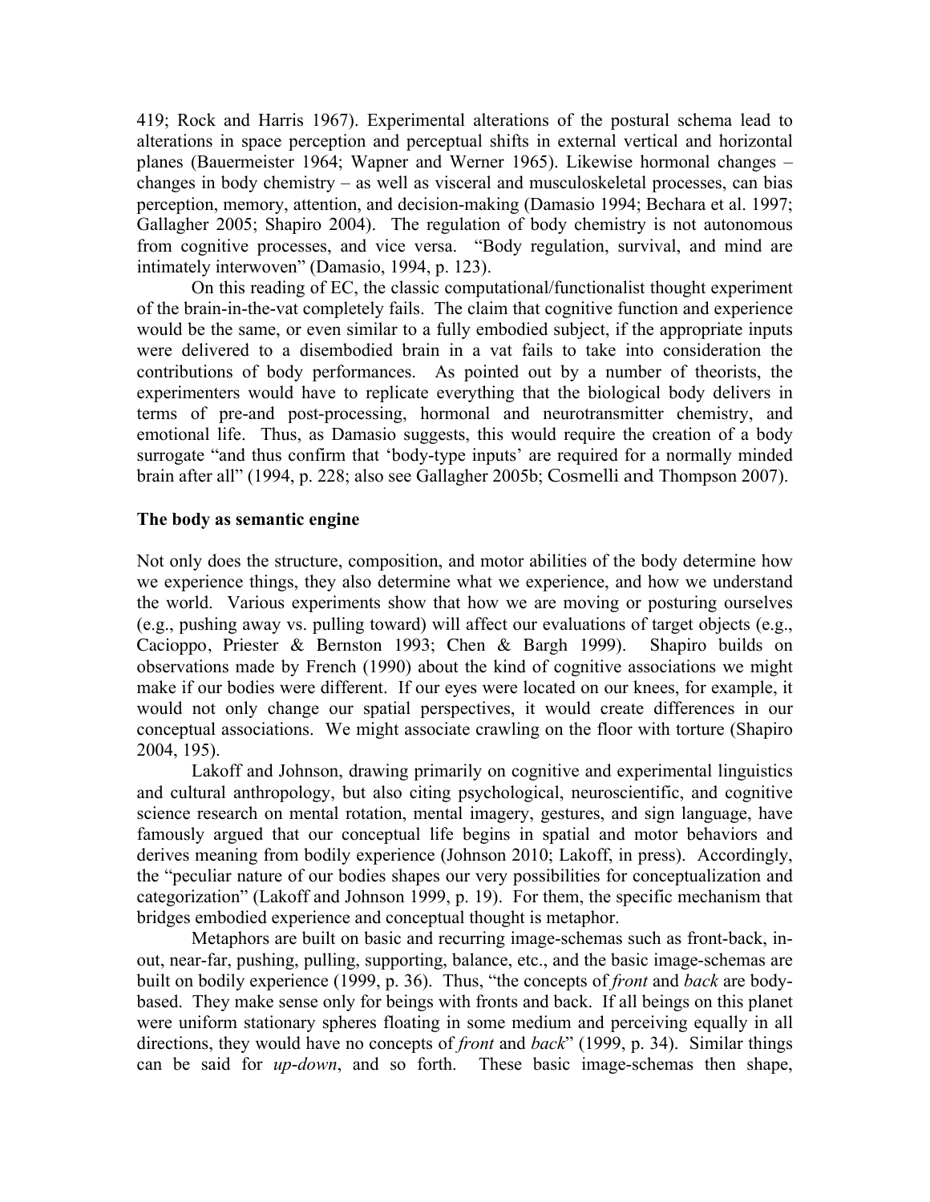419; Rock and Harris 1967). Experimental alterations of the postural schema lead to alterations in space perception and perceptual shifts in external vertical and horizontal planes (Bauermeister 1964; Wapner and Werner 1965). Likewise hormonal changes – changes in body chemistry – as well as visceral and musculoskeletal processes, can bias perception, memory, attention, and decision-making (Damasio 1994; Bechara et al. 1997; Gallagher 2005; Shapiro 2004). The regulation of body chemistry is not autonomous from cognitive processes, and vice versa. "Body regulation, survival, and mind are intimately interwoven" (Damasio, 1994, p. 123).

On this reading of EC, the classic computational/functionalist thought experiment of the brain-in-the-vat completely fails. The claim that cognitive function and experience would be the same, or even similar to a fully embodied subject, if the appropriate inputs were delivered to a disembodied brain in a vat fails to take into consideration the contributions of body performances. As pointed out by a number of theorists, the experimenters would have to replicate everything that the biological body delivers in terms of pre-and post-processing, hormonal and neurotransmitter chemistry, and emotional life. Thus, as Damasio suggests, this would require the creation of a body surrogate "and thus confirm that 'body-type inputs' are required for a normally minded brain after all" (1994, p. 228; also see Gallagher 2005b; Cosmelli and Thompson 2007).

## The body as semantic engine

Not only does the structure, composition, and motor abilities of the body determine how we experience things, they also determine what we experience, and how we understand the world. Various experiments show that how we are moving or posturing ourselves (e.g., pushing away vs. pulling toward) will affect our evaluations of target objects (e.g., Cacioppo, Priester & Bernston 1993; Chen & Bargh 1999). Shapiro builds on observations made by French (1990) about the kind of cognitive associations we might make if our bodies were different. If our eyes were located on our knees, for example, it would not only change our spatial perspectives, it would create differences in our conceptual associations. We might associate crawling on the floor with torture (Shapiro 2004, 195).

Lakoff and Johnson, drawing primarily on cognitive and experimental linguistics and cultural anthropology, but also citing psychological, neuroscientific, and cognitive science research on mental rotation, mental imagery, gestures, and sign language, have famously argued that our conceptual life begins in spatial and motor behaviors and derives meaning from bodily experience (Johnson 2010; Lakoff, in press). Accordingly, the "peculiar nature of our bodies shapes our very possibilities for conceptualization and categorization" (Lakoff and Johnson 1999, p. 19). For them, the specific mechanism that bridges embodied experience and conceptual thought is metaphor.

Metaphors are built on basic and recurring image-schemas such as front-back, in-out, near-far, pushing, pulling, supporting, balance, etc., and the basic image-schemas are built on bodily experience (1999, p. 36). Thus, "the concepts of *front* and *back* are body-based. They make sense only for beings with fronts and back. If all beings on this planet were uniform stationary spheres floating in some medium and perceiving equally in all directions, they would have no concepts of *front* and *back*" (1999, p. 34). Similar things can be said for *up-down*, and so forth. These basic image-schemas then shape,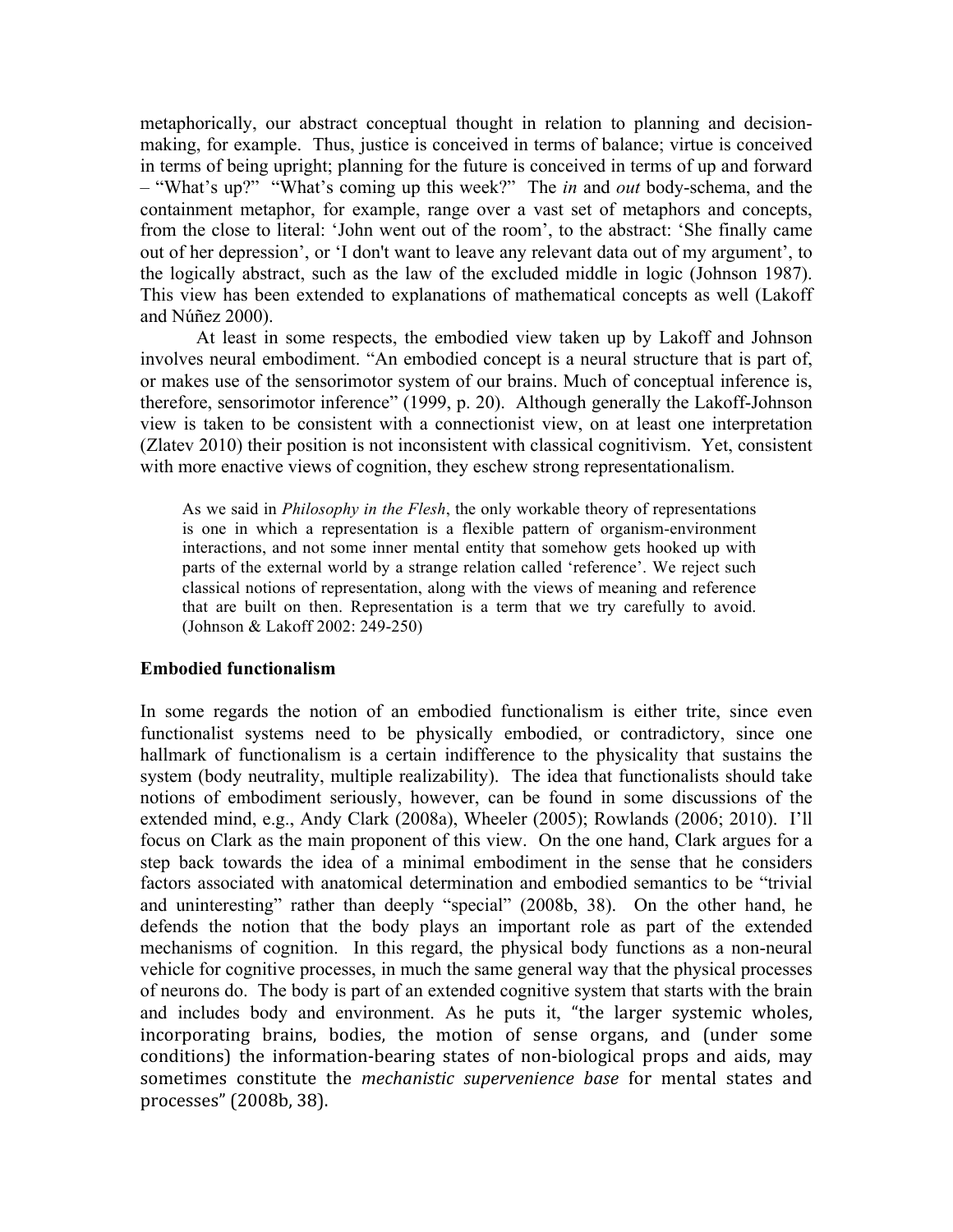metaphorically, our abstract conceptual thought in relation to planning and decision-making, for example. Thus, justice is conceived in terms of balance; virtue is conceived in terms of being upright; planning for the future is conceived in terms of up and forward – "What's up?" "What's coming up this week?" The *in* and *out* body-schema, and the containment metaphor, for example, range over a vast set of metaphors and concepts, from the close to literal: 'John went out of the room', to the abstract: 'She finally came out of her depression', or 'I don't want to leave any relevant data out of my argument', to the logically abstract, such as the law of the excluded middle in logic (Johnson 1987). This view has been extended to explanations of mathematical concepts as well (Lakoff and Núñez 2000).

At least in some respects, the embodied view taken up by Lakoff and Johnson involves neural embodiment. "An embodied concept is a neural structure that is part of, or makes use of the sensorimotor system of our brains. Much of conceptual inference is, therefore, sensorimotor inference" (1999, p. 20). Although generally the Lakoff-Johnson view is taken to be consistent with a connectionist view, on at least one interpretation (Zlatev 2010) their position is not inconsistent with classical cognitivism. Yet, consistent with more enactive views of cognition, they eschew strong representationalism.

> As we said in *Philosophy in the Flesh*, the only workable theory of representations is one in which a representation is a flexible pattern of organism-environment interactions, and not some inner mental entity that somehow gets hooked up with parts of the external world by a strange relation called 'reference'. We reject such classical notions of representation, along with the views of meaning and reference that are built on then. Representation is a term that we try carefully to avoid. (Johnson & Lakoff 2002: 249-250)

## Embodied functionalism

In some regards the notion of an embodied functionalism is either trite, since even functionalist systems need to be physically embodied, or contradictory, since one hallmark of functionalism is a certain indifference to the physicality that sustains the system (body neutrality, multiple realizability). The idea that functionalists should take notions of embodiment seriously, however, can be found in some discussions of the extended mind, e.g., Andy Clark (2008a), Wheeler (2005); Rowlands (2006; 2010). I'll focus on Clark as the main proponent of this view. On the one hand, Clark argues for a step back towards the idea of a minimal embodiment in the sense that he considers factors associated with anatomical determination and embodied semantics to be "trivial and uninteresting" rather than deeply "special" (2008b, 38). On the other hand, he defends the notion that the body plays an important role as part of the extended mechanisms of cognition. In this regard, the physical body functions as a non-neural vehicle for cognitive processes, in much the same general way that the physical processes of neurons do. The body is part of an extended cognitive system that starts with the brain and includes body and environment. As he puts it, "the larger systemic wholes, incorporating brains, bodies, the motion of sense organs, and (under some conditions) the information-bearing states of non-biological props and aids, may sometimes constitute the *mechanistic supervenience base* for mental states and processes" (2008b, 38).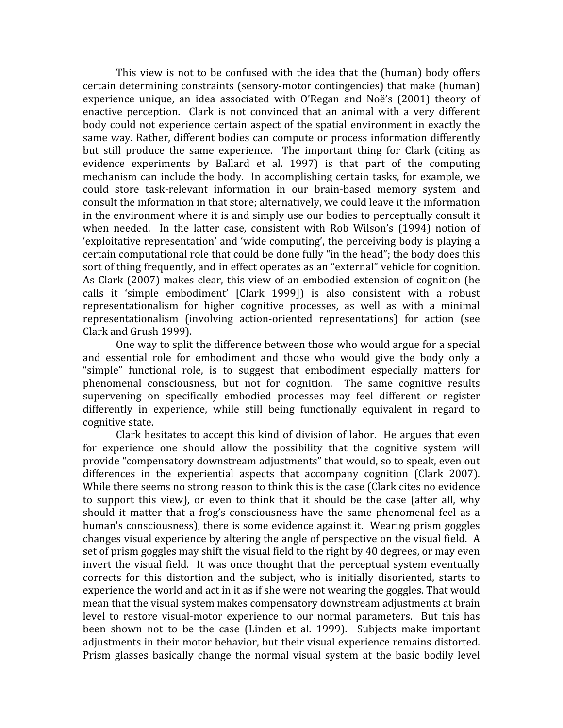This view is not to be confused with the idea that the (human) body offers certain determining constraints (sensory-motor contingencies) that make (human) experience unique, an idea associated with O'Regan and Noë's (2001) theory of enactive perception. Clark is not convinced that an animal with a very different body could not experience certain aspect of the spatial environment in exactly the same way. Rather, different bodies can compute or process information differently but still produce the same experience. The important thing for Clark (citing as evidence experiments by Ballard et al. 1997) is that part of the computing mechanism can include the body. In accomplishing certain tasks, for example, we could store task-relevant information in our brain-based memory system and consult the information in that store; alternatively, we could leave it the information in the environment where it is and simply use our bodies to perceptually consult it when needed. In the latter case, consistent with Rob Wilson's (1994) notion of 'exploitative representation' and 'wide computing', the perceiving body is playing a certain computational role that could be done fully "in the head"; the body does this sort of thing frequently, and in effect operates as an "external" vehicle for cognition. As Clark (2007) makes clear, this view of an embodied extension of cognition (he calls it 'simple embodiment' [Clark 1999]) is also consistent with a robust representationalism for higher cognitive processes, as well as with a minimal representationalism (involving action-oriented representations) for action (see Clark and Grush 1999).

One way to split the difference between those who would argue for a special and essential role for embodiment and those who would give the body only a "simple" functional role, is to suggest that embodiment especially matters for phenomenal consciousness, but not for cognition. The same cognitive results supervening on specifically embodied processes may feel different or register differently in experience, while still being functionally equivalent in regard to cognitive state.

Clark hesitates to accept this kind of division of labor. He argues that even for experience one should allow the possibility that the cognitive system will provide "compensatory downstream adjustments" that would, so to speak, even out differences in the experiential aspects that accompany cognition (Clark 2007). While there seems no strong reason to think this is the case (Clark cites no evidence to support this view), or even to think that it should be the case (after all, why should it matter that a frog's consciousness have the same phenomenal feel as a human's consciousness), there is some evidence against it. Wearing prism goggles changes visual experience by altering the angle of perspective on the visual field. A set of prism goggles may shift the visual field to the right by 40 degrees, or may even invert the visual field. It was once thought that the perceptual system eventually corrects for this distortion and the subject, who is initially disoriented, starts to experience the world and act in it as if she were not wearing the goggles. That would mean that the visual system makes compensatory downstream adjustments at brain level to restore visual-motor experience to our normal parameters. But this has been shown not to be the case (Linden et al. 1999). Subjects make important adjustments in their motor behavior, but their visual experience remains distorted. Prism glasses basically change the normal visual system at the basic bodily level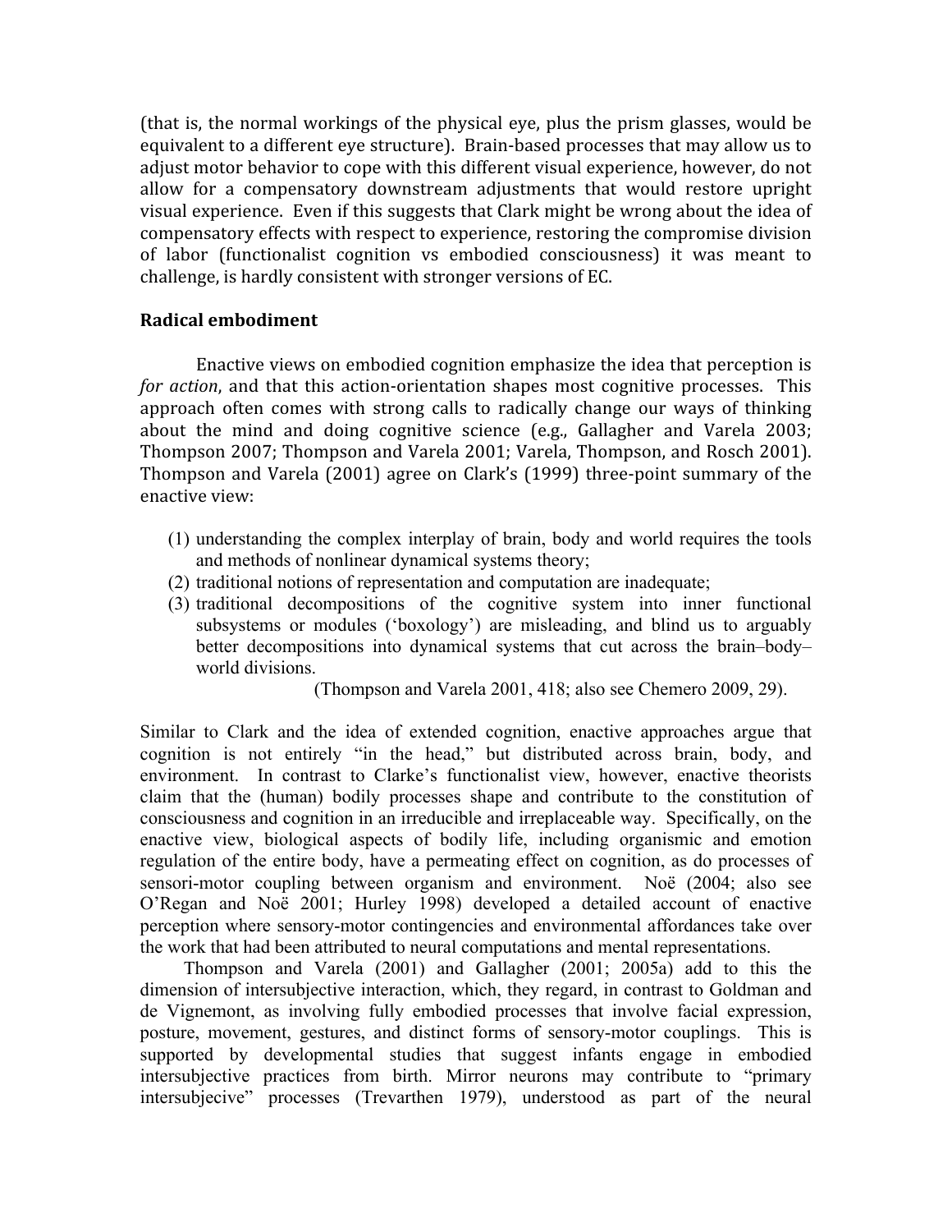(that is, the normal workings of the physical eye, plus the prism glasses, would be equivalent to a different eye structure). Brain-based processes that may allow us to adjust motor behavior to cope with this different visual experience, however, do not allow for a compensatory downstream adjustments that would restore upright visual experience. Even if this suggests that Clark might be wrong about the idea of compensatory effects with respect to experience, restoring the compromise division of labor (functionalist cognition vs embodied consciousness) it was meant to challenge, is hardly consistent with stronger versions of EC.

**Radical embodiment**

Enactive views on embodied cognition emphasize the idea that perception is *for action*, and that this action-orientation shapes most cognitive processes. This approach often comes with strong calls to radically change our ways of thinking about the mind and doing cognitive science (e.g., Gallagher and Varela 2003; Thompson 2007; Thompson and Varela 2001; Varela, Thompson, and Rosch 2001). Thompson and Varela (2001) agree on Clark's (1999) three-point summary of the enactive view:

(1) understanding the complex interplay of brain, body and world requires the tools and methods of nonlinear dynamical systems theory;
(2) traditional notions of representation and computation are inadequate;
(3) traditional decompositions of the cognitive system into inner functional subsystems or modules ('boxology') are misleading, and blind us to arguably better decompositions into dynamical systems that cut across the brain–body–world divisions.

(Thompson and Varela 2001, 418; also see Chemero 2009, 29).

Similar to Clark and the idea of extended cognition, enactive approaches argue that cognition is not entirely "in the head," but distributed across brain, body, and environment. In contrast to Clarke's functionalist view, however, enactive theorists claim that the (human) bodily processes shape and contribute to the constitution of consciousness and cognition in an irreducible and irreplaceable way. Specifically, on the enactive view, biological aspects of bodily life, including organismic and emotion regulation of the entire body, have a permeating effect on cognition, as do processes of sensori-motor coupling between organism and environment. Noë (2004; also see O'Regan and Noë 2001; Hurley 1998) developed a detailed account of enactive perception where sensory-motor contingencies and environmental affordances take over the work that had been attributed to neural computations and mental representations.

Thompson and Varela (2001) and Gallagher (2001; 2005a) add to this the dimension of intersubjective interaction, which, they regard, in contrast to Goldman and de Vignemont, as involving fully embodied processes that involve facial expression, posture, movement, gestures, and distinct forms of sensory-motor couplings. This is supported by developmental studies that suggest infants engage in embodied intersubjective practices from birth. Mirror neurons may contribute to "primary intersubjecive" processes (Trevarthen 1979), understood as part of the neural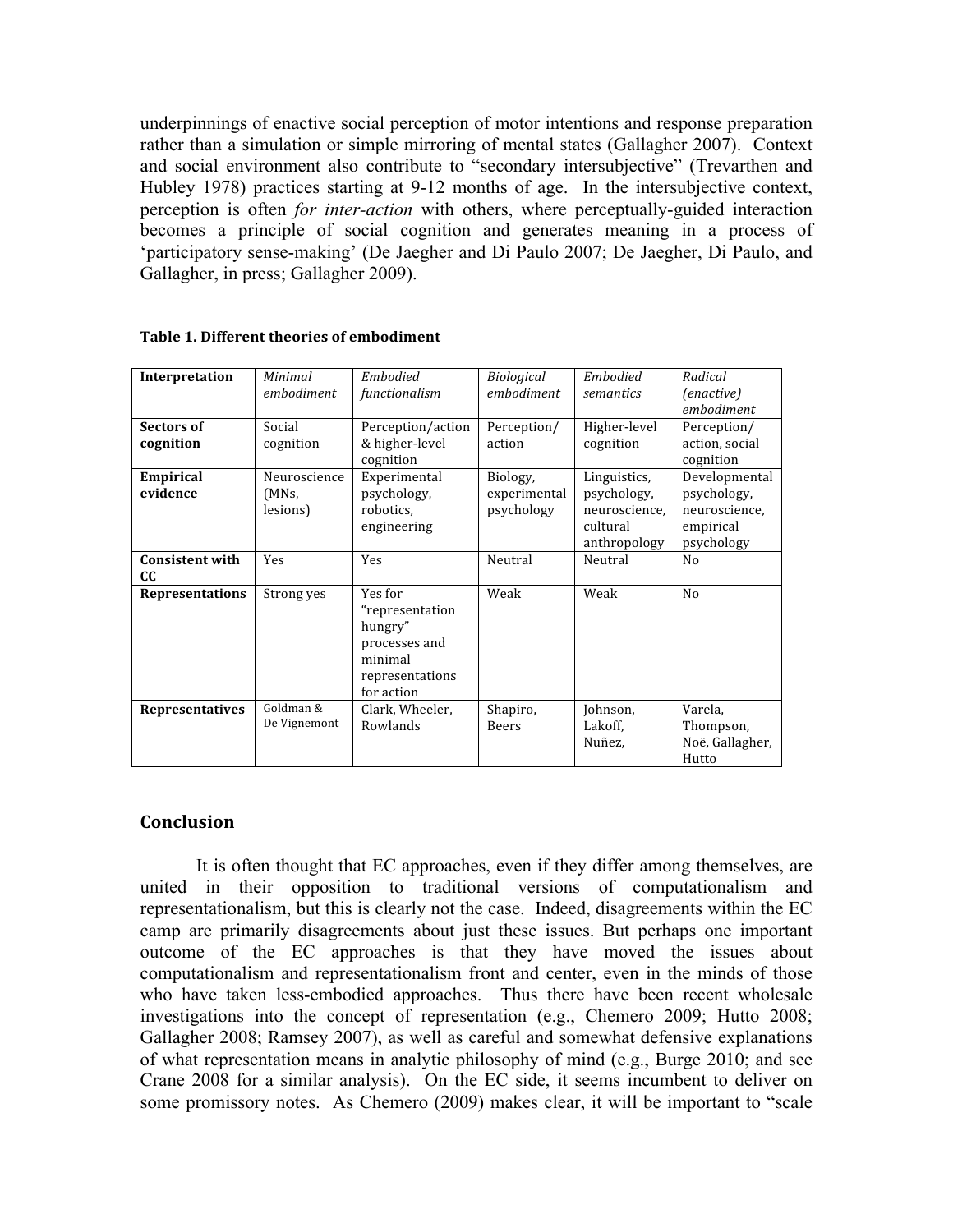underpinnings of enactive social perception of motor intentions and response preparation rather than a simulation or simple mirroring of mental states (Gallagher 2007). Context and social environment also contribute to "secondary intersubjective" (Trevarthen and Hubley 1978) practices starting at 9-12 months of age. In the intersubjective context, perception is often *for inter-action* with others, where perceptually-guided interaction becomes a principle of social cognition and generates meaning in a process of 'participatory sense-making' (De Jaegher and Di Paulo 2007; De Jaegher, Di Paulo, and Gallagher, in press; Gallagher 2009).

**Table 1. Different theories of embodiment**

| **Interpretation** | *Minimal embodiment* | *Embodied functionalism* | *Biological embodiment* | *Embodied semantics* | *Radical (enactive) embodiment* |
|---|---|---|---|---|---|
| **Sectors of cognition** | Social cognition | Perception/action & higher-level cognition | Perception/ action | Higher-level cognition | Perception/ action, social cognition |
| **Empirical evidence** | Neuroscience (MNs, lesions) | Experimental psychology, robotics, engineering | Biology, experimental psychology | Linguistics, psychology, neuroscience, cultural anthropology | Developmental psychology, neuroscience, empirical psychology |
| **Consistent with CC** | Yes | Yes | Neutral | Neutral | No |
| **Representations** | Strong yes | Yes for "representation hungry" processes and minimal representations for action | Weak | Weak | No |
| **Representatives** | Goldman & De Vignemont | Clark, Wheeler, Rowlands | Shapiro, Beers | Johnson, Lakoff, Nuñez, | Varela, Thompson, Noë, Gallagher, Hutto |

## Conclusion

It is often thought that EC approaches, even if they differ among themselves, are united in their opposition to traditional versions of computationalism and representationalism, but this is clearly not the case. Indeed, disagreements within the EC camp are primarily disagreements about just these issues. But perhaps one important outcome of the EC approaches is that they have moved the issues about computationalism and representationalism front and center, even in the minds of those who have taken less-embodied approaches. Thus there have been recent wholesale investigations into the concept of representation (e.g., Chemero 2009; Hutto 2008; Gallagher 2008; Ramsey 2007), as well as careful and somewhat defensive explanations of what representation means in analytic philosophy of mind (e.g., Burge 2010; and see Crane 2008 for a similar analysis). On the EC side, it seems incumbent to deliver on some promissory notes. As Chemero (2009) makes clear, it will be important to "scale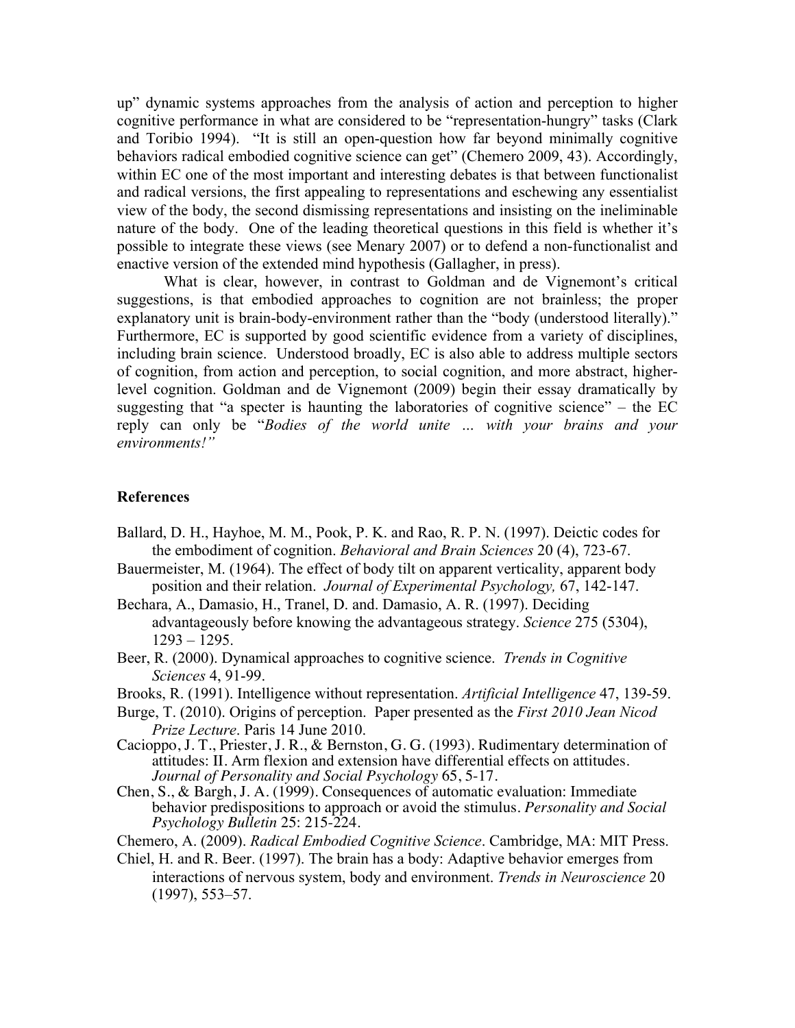up" dynamic systems approaches from the analysis of action and perception to higher cognitive performance in what are considered to be "representation-hungry" tasks (Clark and Toribio 1994). "It is still an open-question how far beyond minimally cognitive behaviors radical embodied cognitive science can get" (Chemero 2009, 43). Accordingly, within EC one of the most important and interesting debates is that between functionalist and radical versions, the first appealing to representations and eschewing any essentialist view of the body, the second dismissing representations and insisting on the ineliminable nature of the body. One of the leading theoretical questions in this field is whether it's possible to integrate these views (see Menary 2007) or to defend a non-functionalist and enactive version of the extended mind hypothesis (Gallagher, in press).

What is clear, however, in contrast to Goldman and de Vignemont's critical suggestions, is that embodied approaches to cognition are not brainless; the proper explanatory unit is brain-body-environment rather than the "body (understood literally)." Furthermore, EC is supported by good scientific evidence from a variety of disciplines, including brain science. Understood broadly, EC is also able to address multiple sectors of cognition, from action and perception, to social cognition, and more abstract, higher-level cognition. Goldman and de Vignemont (2009) begin their essay dramatically by suggesting that "a specter is haunting the laboratories of cognitive science" – the EC reply can only be "*Bodies of the world unite … with your brains and your environments!"*

## References

Ballard, D. H., Hayhoe, M. M., Pook, P. K. and Rao, R. P. N. (1997). Deictic codes for the embodiment of cognition. *Behavioral and Brain Sciences* 20 (4), 723-67.

Bauermeister, M. (1964). The effect of body tilt on apparent verticality, apparent body position and their relation. *Journal of Experimental Psychology,* 67, 142-147.

Bechara, A., Damasio, H., Tranel, D. and. Damasio, A. R. (1997). Deciding advantageously before knowing the advantageous strategy. *Science* 275 (5304), 1293 – 1295.

Beer, R. (2000). Dynamical approaches to cognitive science. *Trends in Cognitive Sciences* 4, 91-99.

Brooks, R. (1991). Intelligence without representation. *Artificial Intelligence* 47, 139-59.

Burge, T. (2010). Origins of perception. Paper presented as the *First 2010 Jean Nicod Prize Lecture*. Paris 14 June 2010.

Cacioppo, J. T., Priester, J. R., & Bernston, G. G. (1993). Rudimentary determination of attitudes: II. Arm flexion and extension have differential effects on attitudes. *Journal of Personality and Social Psychology* 65, 5-17.

Chen, S., & Bargh, J. A. (1999). Consequences of automatic evaluation: Immediate behavior predispositions to approach or avoid the stimulus. *Personality and Social Psychology Bulletin* 25: 215-224.

Chemero, A. (2009). *Radical Embodied Cognitive Science*. Cambridge, MA: MIT Press.

Chiel, H. and R. Beer. (1997). The brain has a body: Adaptive behavior emerges from interactions of nervous system, body and environment. *Trends in Neuroscience* 20 (1997), 553–57.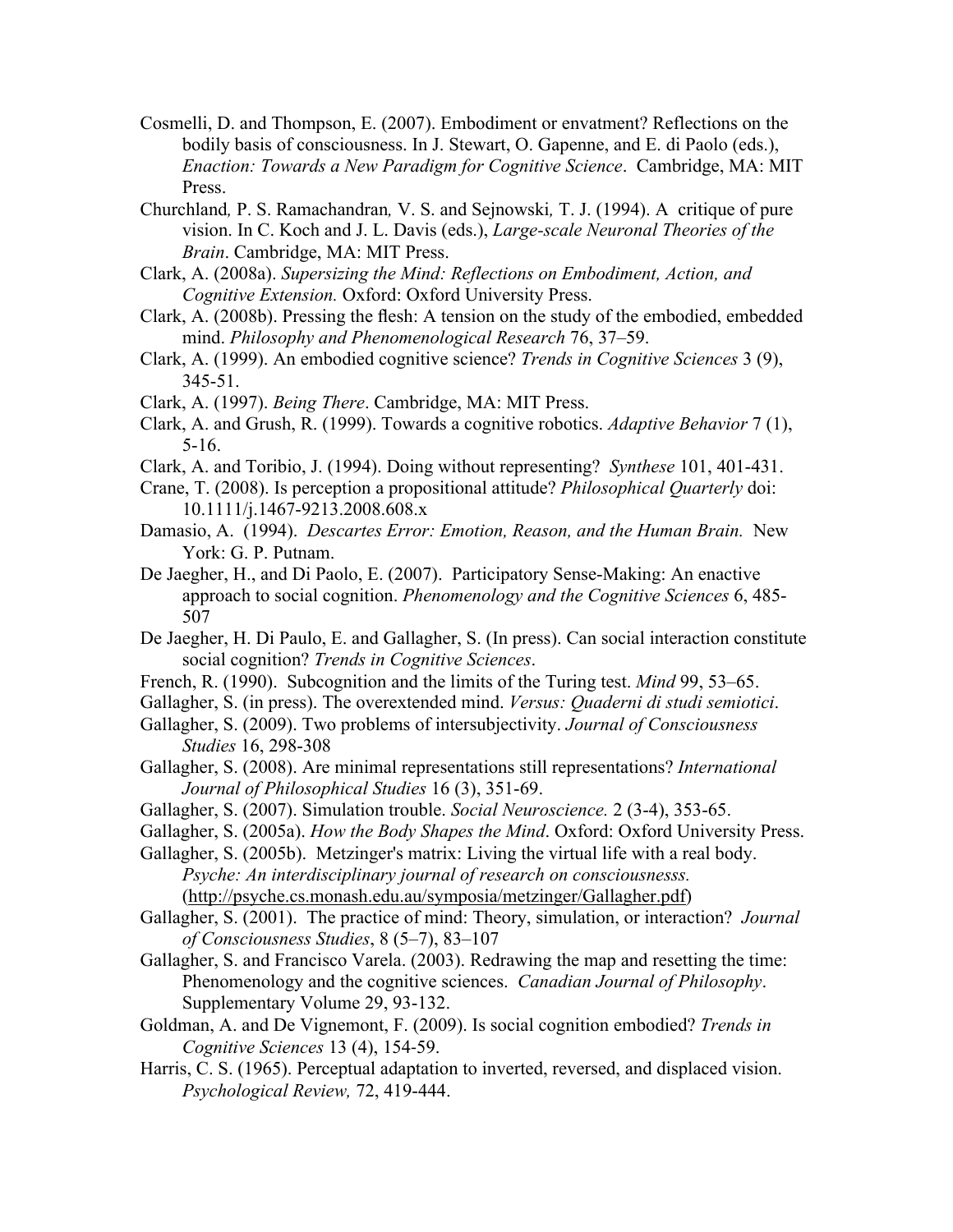Cosmelli, D. and Thompson, E. (2007). Embodiment or envatment? Reflections on the bodily basis of consciousness. In J. Stewart, O. Gapenne, and E. di Paolo (eds.), *Enaction: Towards a New Paradigm for Cognitive Science*. Cambridge, MA: MIT Press.

Churchland, P. S. Ramachandran, V. S. and Sejnowski, T. J. (1994). A critique of pure vision. In C. Koch and J. L. Davis (eds.), *Large-scale Neuronal Theories of the Brain*. Cambridge, MA: MIT Press.

Clark, A. (2008a). *Supersizing the Mind: Reflections on Embodiment, Action, and Cognitive Extension.* Oxford: Oxford University Press.

Clark, A. (2008b). Pressing the flesh: A tension on the study of the embodied, embedded mind. *Philosophy and Phenomenological Research* 76, 37–59.

Clark, A. (1999). An embodied cognitive science? *Trends in Cognitive Sciences* 3 (9), 345-51.

Clark, A. (1997). *Being There*. Cambridge, MA: MIT Press.

Clark, A. and Grush, R. (1999). Towards a cognitive robotics. *Adaptive Behavior* 7 (1), 5-16.

Clark, A. and Toribio, J. (1994). Doing without representing? *Synthese* 101, 401-431.

Crane, T. (2008). Is perception a propositional attitude? *Philosophical Quarterly* doi: 10.1111/j.1467-9213.2008.608.x

Damasio, A. (1994). *Descartes Error: Emotion, Reason, and the Human Brain.* New York: G. P. Putnam.

De Jaegher, H., and Di Paolo, E. (2007). Participatory Sense-Making: An enactive approach to social cognition. *Phenomenology and the Cognitive Sciences* 6, 485-507

De Jaegher, H. Di Paulo, E. and Gallagher, S. (In press). Can social interaction constitute social cognition? *Trends in Cognitive Sciences*.

French, R. (1990). Subcognition and the limits of the Turing test. *Mind* 99, 53–65.

Gallagher, S. (in press). The overextended mind. *Versus: Quaderni di studi semiotici*.

Gallagher, S. (2009). Two problems of intersubjectivity. *Journal of Consciousness Studies* 16, 298-308

Gallagher, S. (2008). Are minimal representations still representations? *International Journal of Philosophical Studies* 16 (3), 351-69.

Gallagher, S. (2007). Simulation trouble. *Social Neuroscience.* 2 (3-4), 353-65.

Gallagher, S. (2005a). *How the Body Shapes the Mind*. Oxford: Oxford University Press.

Gallagher, S. (2005b). Metzinger's matrix: Living the virtual life with a real body. *Psyche: An interdisciplinary journal of research on consciousnesss.* (http://psyche.cs.monash.edu.au/symposia/metzinger/Gallagher.pdf)

Gallagher, S. (2001). The practice of mind: Theory, simulation, or interaction? *Journal of Consciousness Studies*, 8 (5–7), 83–107

Gallagher, S. and Francisco Varela. (2003). Redrawing the map and resetting the time: Phenomenology and the cognitive sciences. *Canadian Journal of Philosophy*. Supplementary Volume 29, 93-132.

Goldman, A. and De Vignemont, F. (2009). Is social cognition embodied? *Trends in Cognitive Sciences* 13 (4), 154-59.

Harris, C. S. (1965). Perceptual adaptation to inverted, reversed, and displaced vision. *Psychological Review,* 72, 419-444.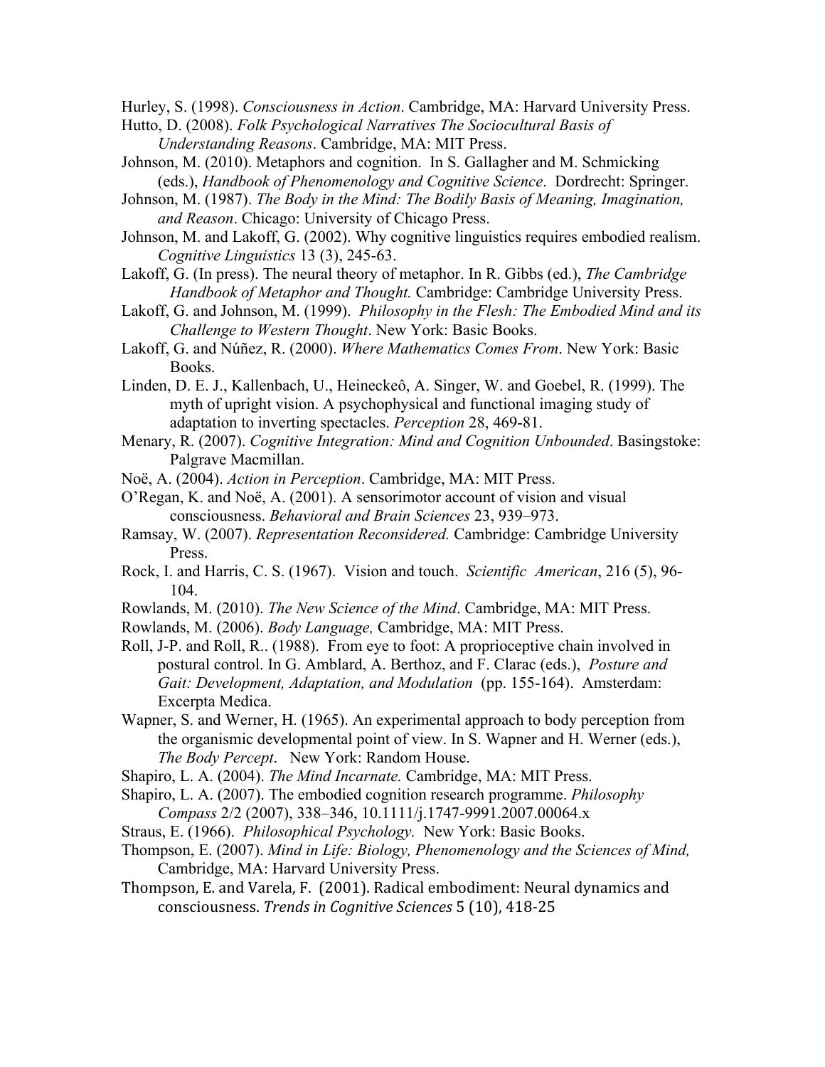Hurley, S. (1998). *Consciousness in Action*. Cambridge, MA: Harvard University Press.

Hutto, D. (2008). *Folk Psychological Narratives The Sociocultural Basis of Understanding Reasons*. Cambridge, MA: MIT Press.

Johnson, M. (2010). Metaphors and cognition. In S. Gallagher and M. Schmicking (eds.), *Handbook of Phenomenology and Cognitive Science*. Dordrecht: Springer.

Johnson, M. (1987). *The Body in the Mind: The Bodily Basis of Meaning, Imagination, and Reason*. Chicago: University of Chicago Press.

Johnson, M. and Lakoff, G. (2002). Why cognitive linguistics requires embodied realism. *Cognitive Linguistics* 13 (3), 245-63.

Lakoff, G. (In press). The neural theory of metaphor. In R. Gibbs (ed.), *The Cambridge Handbook of Metaphor and Thought.* Cambridge: Cambridge University Press.

Lakoff, G. and Johnson, M. (1999). *Philosophy in the Flesh: The Embodied Mind and its Challenge to Western Thought*. New York: Basic Books.

Lakoff, G. and Núñez, R. (2000). *Where Mathematics Comes From*. New York: Basic Books.

Linden, D. E. J., Kallenbach, U., Heineckeô, A. Singer, W. and Goebel, R. (1999). The myth of upright vision. A psychophysical and functional imaging study of adaptation to inverting spectacles. *Perception* 28, 469-81.

Menary, R. (2007). *Cognitive Integration: Mind and Cognition Unbounded*. Basingstoke: Palgrave Macmillan.

Noë, A. (2004). *Action in Perception*. Cambridge, MA: MIT Press.

O'Regan, K. and Noë, A. (2001). A sensorimotor account of vision and visual consciousness. *Behavioral and Brain Sciences* 23, 939–973.

Ramsay, W. (2007). *Representation Reconsidered.* Cambridge: Cambridge University Press.

Rock, I. and Harris, C. S. (1967). Vision and touch. *Scientific American*, 216 (5), 96-104.

Rowlands, M. (2010). *The New Science of the Mind*. Cambridge, MA: MIT Press.

Rowlands, M. (2006). *Body Language,* Cambridge, MA: MIT Press.

Roll, J-P. and Roll, R.. (1988). From eye to foot: A proprioceptive chain involved in postural control. In G. Amblard, A. Berthoz, and F. Clarac (eds.), *Posture and Gait: Development, Adaptation, and Modulation* (pp. 155-164). Amsterdam: Excerpta Medica.

Wapner, S. and Werner, H. (1965). An experimental approach to body perception from the organismic developmental point of view. In S. Wapner and H. Werner (eds.), *The Body Percept*. New York: Random House.

Shapiro, L. A. (2004). *The Mind Incarnate.* Cambridge, MA: MIT Press.

Shapiro, L. A. (2007). The embodied cognition research programme. *Philosophy Compass* 2/2 (2007), 338–346, 10.1111/j.1747-9991.2007.00064.x

Straus, E. (1966). *Philosophical Psychology.* New York: Basic Books.

Thompson, E. (2007). *Mind in Life: Biology, Phenomenology and the Sciences of Mind,* Cambridge, MA: Harvard University Press.

Thompson, E. and Varela, F. (2001). Radical embodiment: Neural dynamics and consciousness. *Trends in Cognitive Sciences* 5 (10), 418-25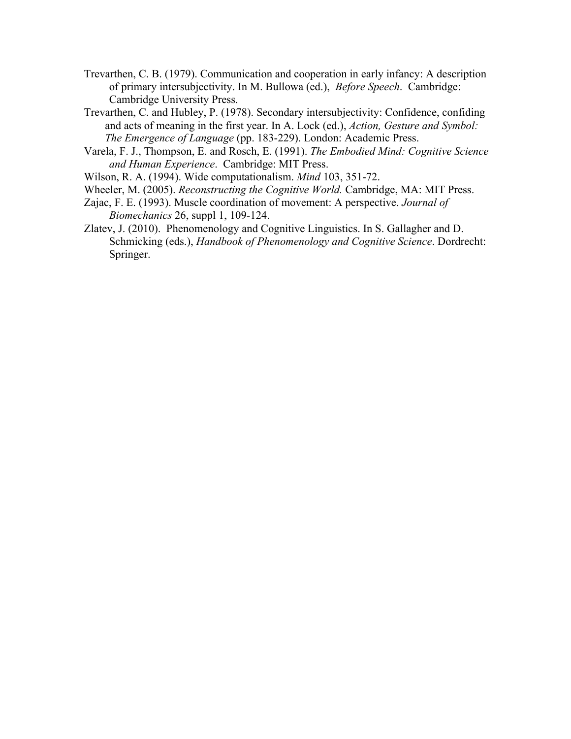Trevarthen, C. B. (1979). Communication and cooperation in early infancy: A description of primary intersubjectivity. In M. Bullowa (ed.), *Before Speech*. Cambridge: Cambridge University Press.

Trevarthen, C. and Hubley, P. (1978). Secondary intersubjectivity: Confidence, confiding and acts of meaning in the first year. In A. Lock (ed.), *Action, Gesture and Symbol: The Emergence of Language* (pp. 183-229). London: Academic Press.

Varela, F. J., Thompson, E. and Rosch, E. (1991). *The Embodied Mind: Cognitive Science and Human Experience*. Cambridge: MIT Press.

Wilson, R. A. (1994). Wide computationalism. *Mind* 103, 351-72.

Wheeler, M. (2005). *Reconstructing the Cognitive World.* Cambridge, MA: MIT Press.

Zajac, F. E. (1993). Muscle coordination of movement: A perspective. *Journal of Biomechanics* 26, suppl 1, 109-124.

Zlatev, J. (2010). Phenomenology and Cognitive Linguistics. In S. Gallagher and D. Schmicking (eds.), *Handbook of Phenomenology and Cognitive Science*. Dordrecht: Springer.